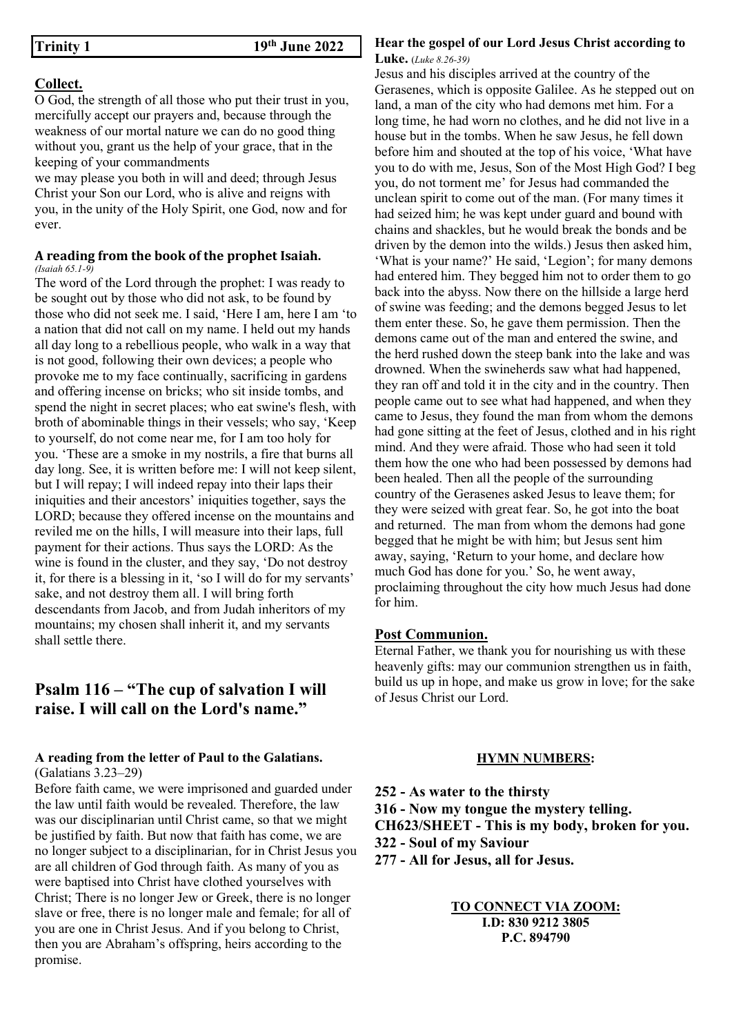**Trinity 1 19th June 2022**

## Collect.

O God, the strength of all those who put their trust in you, mercifully accept our prayers and, because through the weakness of our mortal nature we can do no good thing without you, grant us the help of your grace, that in the keeping of your commandments
we may please you both in will and deed; through Jesus Christ your Son our Lord, who is alive and reigns with you, in the unity of the Holy Spirit, one God, now and for ever.

### A reading from the book of the prophet Isaiah.

*(Isaiah 65.1-9)*

The word of the Lord through the prophet: I was ready to be sought out by those who did not ask, to be found by those who did not seek me. I said, 'Here I am, here I am 'to a nation that did not call on my name. I held out my hands all day long to a rebellious people, who walk in a way that is not good, following their own devices; a people who provoke me to my face continually, sacrificing in gardens and offering incense on bricks; who sit inside tombs, and spend the night in secret places; who eat swine's flesh, with broth of abominable things in their vessels; who say, 'Keep to yourself, do not come near me, for I am too holy for you. 'These are a smoke in my nostrils, a fire that burns all day long. See, it is written before me: I will not keep silent, but I will repay; I will indeed repay into their laps their iniquities and their ancestors' iniquities together, says the LORD; because they offered incense on the mountains and reviled me on the hills, I will measure into their laps, full payment for their actions. Thus says the LORD: As the wine is found in the cluster, and they say, 'Do not destroy it, for there is a blessing in it, 'so I will do for my servants' sake, and not destroy them all. I will bring forth descendants from Jacob, and from Judah inheritors of my mountains; my chosen shall inherit it, and my servants shall settle there.

## Psalm 116 – "The cup of salvation I will raise. I will call on the Lord's name."

### A reading from the letter of Paul to the Galatians.

(Galatians 3.23–29)

Before faith came, we were imprisoned and guarded under the law until faith would be revealed. Therefore, the law was our disciplinarian until Christ came, so that we might be justified by faith. But now that faith has come, we are no longer subject to a disciplinarian, for in Christ Jesus you are all children of God through faith. As many of you as were baptised into Christ have clothed yourselves with Christ; There is no longer Jew or Greek, there is no longer slave or free, there is no longer male and female; for all of you are one in Christ Jesus. And if you belong to Christ, then you are Abraham's offspring, heirs according to the promise.

### Hear the gospel of our Lord Jesus Christ according to Luke.

*(Luke 8.26-39)*

Jesus and his disciples arrived at the country of the Gerasenes, which is opposite Galilee. As he stepped out on land, a man of the city who had demons met him. For a long time, he had worn no clothes, and he did not live in a house but in the tombs. When he saw Jesus, he fell down before him and shouted at the top of his voice, 'What have you to do with me, Jesus, Son of the Most High God? I beg you, do not torment me' for Jesus had commanded the unclean spirit to come out of the man. (For many times it had seized him; he was kept under guard and bound with chains and shackles, but he would break the bonds and be driven by the demon into the wilds.) Jesus then asked him, 'What is your name?' He said, 'Legion'; for many demons had entered him. They begged him not to order them to go back into the abyss. Now there on the hillside a large herd of swine was feeding; and the demons begged Jesus to let them enter these. So, he gave them permission. Then the demons came out of the man and entered the swine, and the herd rushed down the steep bank into the lake and was drowned. When the swineherds saw what had happened, they ran off and told it in the city and in the country. Then people came out to see what had happened, and when they came to Jesus, they found the man from whom the demons had gone sitting at the feet of Jesus, clothed and in his right mind. And they were afraid. Those who had seen it told them how the one who had been possessed by demons had been healed. Then all the people of the surrounding country of the Gerasenes asked Jesus to leave them; for they were seized with great fear. So, he got into the boat and returned. The man from whom the demons had gone begged that he might be with him; but Jesus sent him away, saying, 'Return to your home, and declare how much God has done for you.' So, he went away, proclaiming throughout the city how much Jesus had done for him.

## Post Communion.

Eternal Father, we thank you for nourishing us with these heavenly gifts: may our communion strengthen us in faith, build us up in hope, and make us grow in love; for the sake of Jesus Christ our Lord.

### HYMN NUMBERS:

**252 - As water to the thirsty**
**316 - Now my tongue the mystery telling.**
**CH623/SHEET - This is my body, broken for you.**
**322 - Soul of my Saviour**
**277 - All for Jesus, all for Jesus.**

**TO CONNECT VIA ZOOM:**
**I.D: 830 9212 3805**
**P.C. 894790**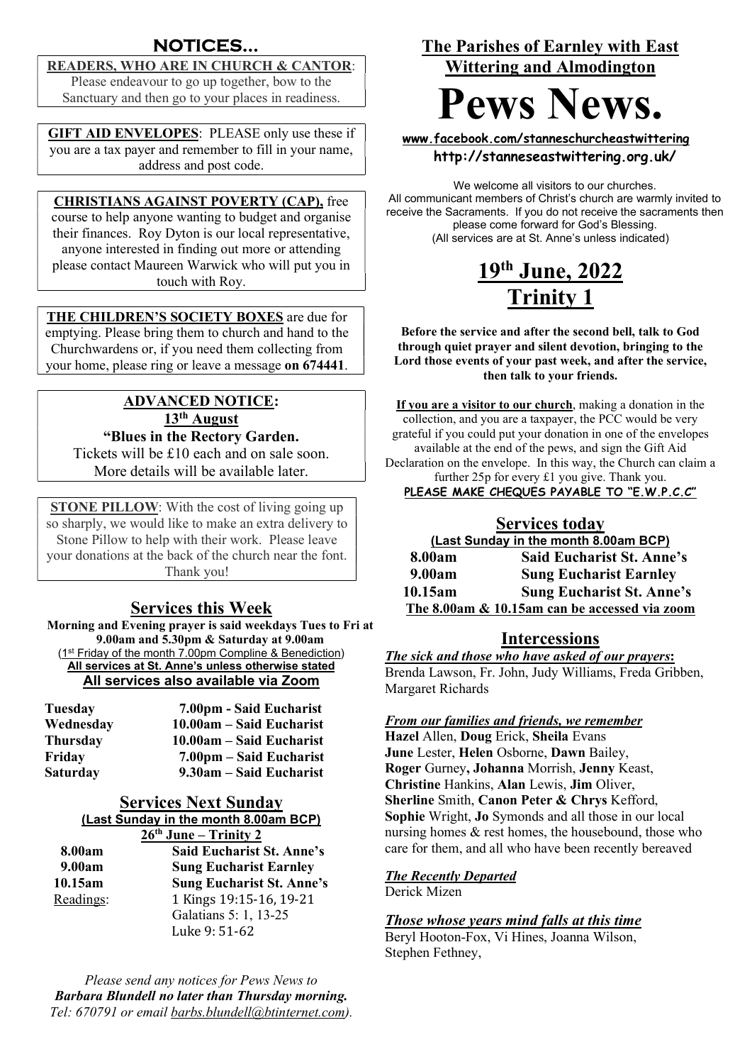# NOTICES...

**READERS, WHO ARE IN CHURCH & CANTOR**: Please endeavour to go up together, bow to the Sanctuary and then go to your places in readiness.

**GIFT AID ENVELOPES**: PLEASE only use these if you are a tax payer and remember to fill in your name, address and post code.

**CHRISTIANS AGAINST POVERTY (CAP),** free course to help anyone wanting to budget and organise their finances. Roy Dyton is our local representative, anyone interested in finding out more or attending please contact Maureen Warwick who will put you in touch with Roy.

**THE CHILDREN'S SOCIETY BOXES** are due for emptying. Please bring them to church and hand to the Churchwardens or, if you need them collecting from your home, please ring or leave a message **on 674441**.

**ADVANCED NOTICE:**
**13th August**
**"Blues in the Rectory Garden.**
Tickets will be £10 each and on sale soon.
More details will be available later.

**STONE PILLOW**: With the cost of living going up so sharply, we would like to make an extra delivery to Stone Pillow to help with their work. Please leave your donations at the back of the church near the font. Thank you!

## Services this Week

**Morning and Evening prayer is said weekdays Tues to Fri at 9.00am and 5.30pm & Saturday at 9.00am**
(1st Friday of the month 7.00pm Compline & Benediction)
**All services at St. Anne's unless otherwise stated**
**All services also available via Zoom**

| | |
|---|---|
| **Tuesday** | **7.00pm - Said Eucharist** |
| **Wednesday** | **10.00am – Said Eucharist** |
| **Thursday** | **10.00am – Said Eucharist** |
| **Friday** | **7.00pm – Said Eucharist** |
| **Saturday** | **9.30am – Said Eucharist** |

## Services Next Sunday

**(Last Sunday in the month 8.00am BCP)**
**26th June – Trinity 2**

| | |
|---|---|
| **8.00am** | **Said Eucharist St. Anne's** |
| **9.00am** | **Sung Eucharist Earnley** |
| **10.15am** | **Sung Eucharist St. Anne's** |
| Readings: | 1 Kings 19:15-16, 19-21 |
| | Galatians 5: 1, 13-25 |
| | Luke 9: 51-62 |

*Please send any notices for Pews News to* ***Barbara Blundell no later than Thursday morning.*** *Tel: 670791 or email barbs.blundell@btinternet.com).*

## The Parishes of Earnley with East Wittering and Almodington

# Pews News.

**www.facebook.com/stanneschurcheastwittering**
**http://stanneseastwittering.org.uk/**

We welcome all visitors to our churches.
All communicant members of Christ's church are warmly invited to receive the Sacraments. If you do not receive the sacraments then please come forward for God's Blessing.
(All services are at St. Anne's unless indicated)

## 19th June, 2022
## Trinity 1

**Before the service and after the second bell, talk to God through quiet prayer and silent devotion, bringing to the Lord those events of your past week, and after the service, then talk to your friends.**

**If you are a visitor to our church**, making a donation in the collection, and you are a taxpayer, the PCC would be very grateful if you could put your donation in one of the envelopes available at the end of the pews, and sign the Gift Aid Declaration on the envelope. In this way, the Church can claim a further 25p for every £1 you give. Thank you.
**PLEASE MAKE CHEQUES PAYABLE TO "E.W.P.C.C"**

## Services today

**(Last Sunday in the month 8.00am BCP)**

| | |
|---|---|
| **8.00am** | **Said Eucharist St. Anne's** |
| **9.00am** | **Sung Eucharist Earnley** |
| **10.15am** | **Sung Eucharist St. Anne's** |

**The 8.00am & 10.15am can be accessed via zoom**

## Intercessions

***The sick and those who have asked of our prayers*:**
Brenda Lawson, Fr. John, Judy Williams, Freda Gribben, Margaret Richards

***From our families and friends, we remember***
**Hazel** Allen, **Doug** Erick, **Sheila** Evans
**June** Lester, **Helen** Osborne, **Dawn** Bailey,
**Roger** Gurney**, Johanna** Morrish, **Jenny** Keast,
**Christine** Hankins, **Alan** Lewis, **Jim** Oliver,
**Sherline** Smith, **Canon Peter & Chrys** Kefford,
**Sophie** Wright, **Jo** Symonds and all those in our local nursing homes & rest homes, the housebound, those who care for them, and all who have been recently bereaved

***The Recently Departed***
Derick Mizen

***Those whose years mind falls at this time***
Beryl Hooton-Fox, Vi Hines, Joanna Wilson, Stephen Fethney,